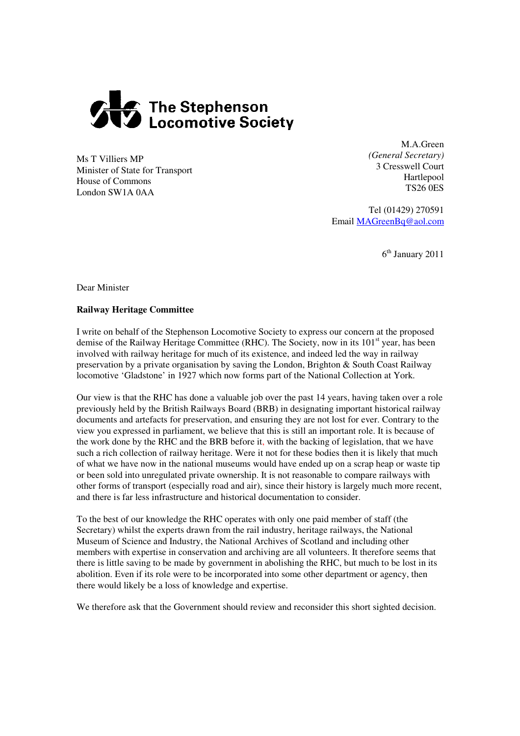The Stephenson Locomotive Society

M.A.Green  
*(General Secretary)*  
3 Cresswell Court  
Hartlepool  
TS26 0ES

Tel (01429) 270591  
Email MAGreenBq@aol.com

Ms T Villiers MP  
Minister of State for Transport  
House of Commons  
London SW1A 0AA

6th January 2011

Dear Minister

**Railway Heritage Committee**

I write on behalf of the Stephenson Locomotive Society to express our concern at the proposed demise of the Railway Heritage Committee (RHC). The Society, now in its 101st year, has been involved with railway heritage for much of its existence, and indeed led the way in railway preservation by a private organisation by saving the London, Brighton & South Coast Railway locomotive 'Gladstone' in 1927 which now forms part of the National Collection at York.

Our view is that the RHC has done a valuable job over the past 14 years, having taken over a role previously held by the British Railways Board (BRB) in designating important historical railway documents and artefacts for preservation, and ensuring they are not lost for ever. Contrary to the view you expressed in parliament, we believe that this is still an important role. It is because of the work done by the RHC and the BRB before it, with the backing of legislation, that we have such a rich collection of railway heritage. Were it not for these bodies then it is likely that much of what we have now in the national museums would have ended up on a scrap heap or waste tip or been sold into unregulated private ownership. It is not reasonable to compare railways with other forms of transport (especially road and air), since their history is largely much more recent, and there is far less infrastructure and historical documentation to consider.

To the best of our knowledge the RHC operates with only one paid member of staff (the Secretary) whilst the experts drawn from the rail industry, heritage railways, the National Museum of Science and Industry, the National Archives of Scotland and including other members with expertise in conservation and archiving are all volunteers. It therefore seems that there is little saving to be made by government in abolishing the RHC, but much to be lost in its abolition. Even if its role were to be incorporated into some other department or agency, then there would likely be a loss of knowledge and expertise.

We therefore ask that the Government should review and reconsider this short sighted decision.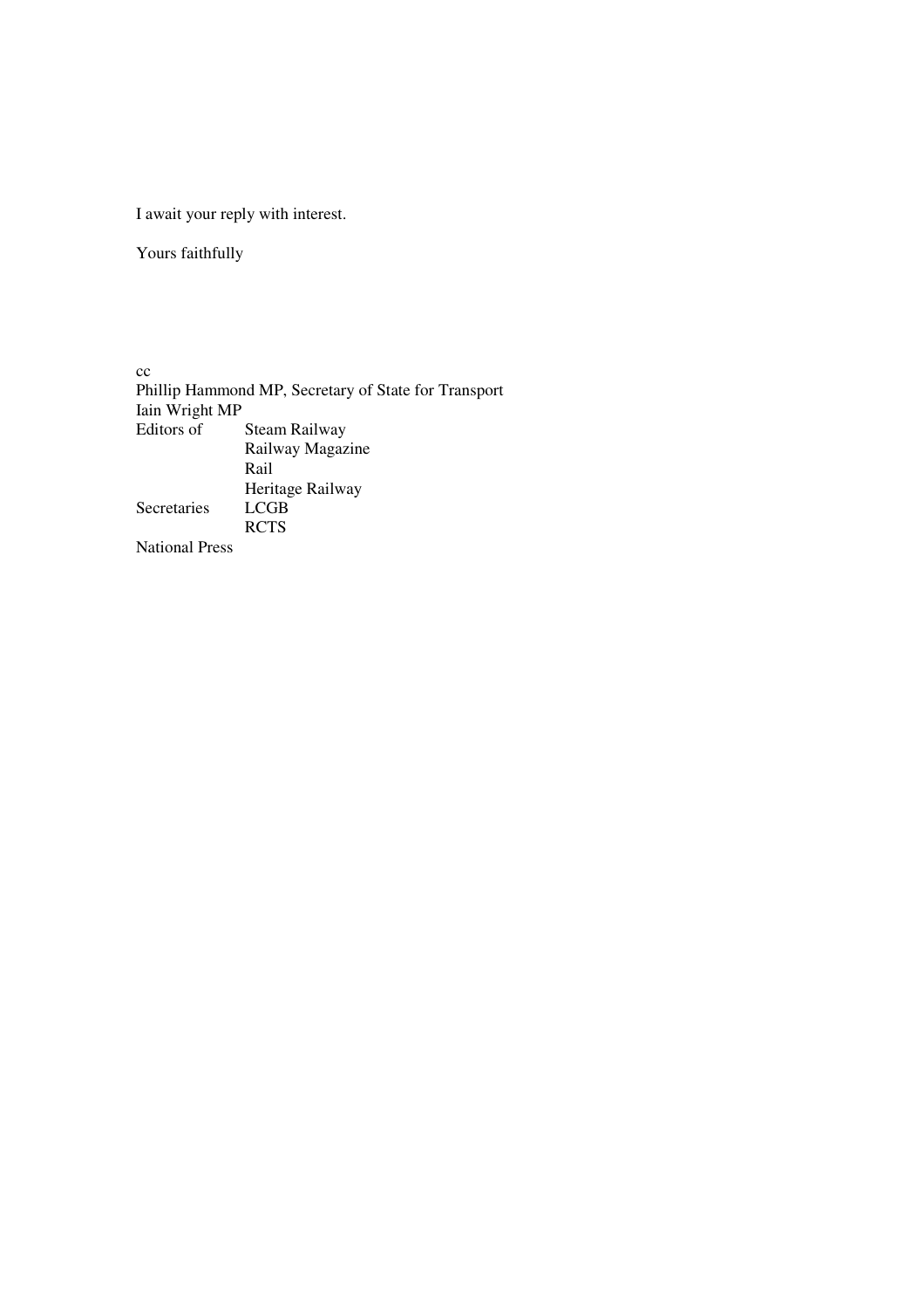I await your reply with interest.

Yours faithfully

cc

Phillip Hammond MP, Secretary of State for Transport

Iain Wright MP

| | |
|---|---|
| Editors of | Steam Railway |
| | Railway Magazine |
| | Rail |
| | Heritage Railway |
| Secretaries | LCGB |
| | RCTS |

National Press